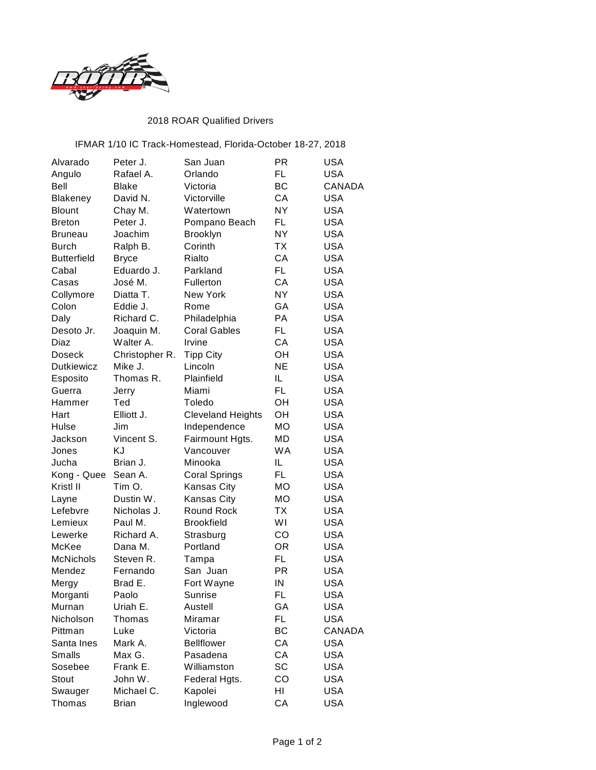2018 ROAR Qualified Drivers

IFMAR 1/10 IC Track-Homestead, Florida-October 18-27, 2018

| | | | | |
|---|---|---|---|---|
| Alvarado | Peter J. | San Juan | PR | USA |
| Angulo | Rafael A. | Orlando | FL | USA |
| Bell | Blake | Victoria | BC | CANADA |
| Blakeney | David N. | Victorville | CA | USA |
| Blount | Chay M. | Watertown | NY | USA |
| Breton | Peter J. | Pompano Beach | FL | USA |
| Bruneau | Joachim | Brooklyn | NY | USA |
| Burch | Ralph B. | Corinth | TX | USA |
| Butterfield | Bryce | Rialto | CA | USA |
| Cabal | Eduardo J. | Parkland | FL | USA |
| Casas | José M. | Fullerton | CA | USA |
| Collymore | Diatta T. | New York | NY | USA |
| Colon | Eddie J. | Rome | GA | USA |
| Daly | Richard C. | Philadelphia | PA | USA |
| Desoto Jr. | Joaquin M. | Coral Gables | FL | USA |
| Diaz | Walter A. | Irvine | CA | USA |
| Doseck | Christopher R. | Tipp City | OH | USA |
| Dutkiewicz | Mike J. | Lincoln | NE | USA |
| Esposito | Thomas R. | Plainfield | IL | USA |
| Guerra | Jerry | Miami | FL | USA |
| Hammer | Ted | Toledo | OH | USA |
| Hart | Elliott J. | Cleveland Heights | OH | USA |
| Hulse | Jim | Independence | MO | USA |
| Jackson | Vincent S. | Fairmount Hgts. | MD | USA |
| Jones | KJ | Vancouver | WA | USA |
| Jucha | Brian J. | Minooka | IL | USA |
| Kong - Quee | Sean A. | Coral Springs | FL | USA |
| Kristl II | Tim O. | Kansas City | MO | USA |
| Layne | Dustin W. | Kansas City | MO | USA |
| Lefebvre | Nicholas J. | Round Rock | TX | USA |
| Lemieux | Paul M. | Brookfield | WI | USA |
| Lewerke | Richard A. | Strasburg | CO | USA |
| McKee | Dana M. | Portland | OR | USA |
| McNichols | Steven R. | Tampa | FL | USA |
| Mendez | Fernando | San Juan | PR | USA |
| Mergy | Brad E. | Fort Wayne | IN | USA |
| Morganti | Paolo | Sunrise | FL | USA |
| Murnan | Uriah E. | Austell | GA | USA |
| Nicholson | Thomas | Miramar | FL | USA |
| Pittman | Luke | Victoria | BC | CANADA |
| Santa Ines | Mark A. | Bellflower | CA | USA |
| Smalls | Max G. | Pasadena | CA | USA |
| Sosebee | Frank E. | Williamston | SC | USA |
| Stout | John W. | Federal Hgts. | CO | USA |
| Swauger | Michael C. | Kapolei | HI | USA |
| Thomas | Brian | Inglewood | CA | USA |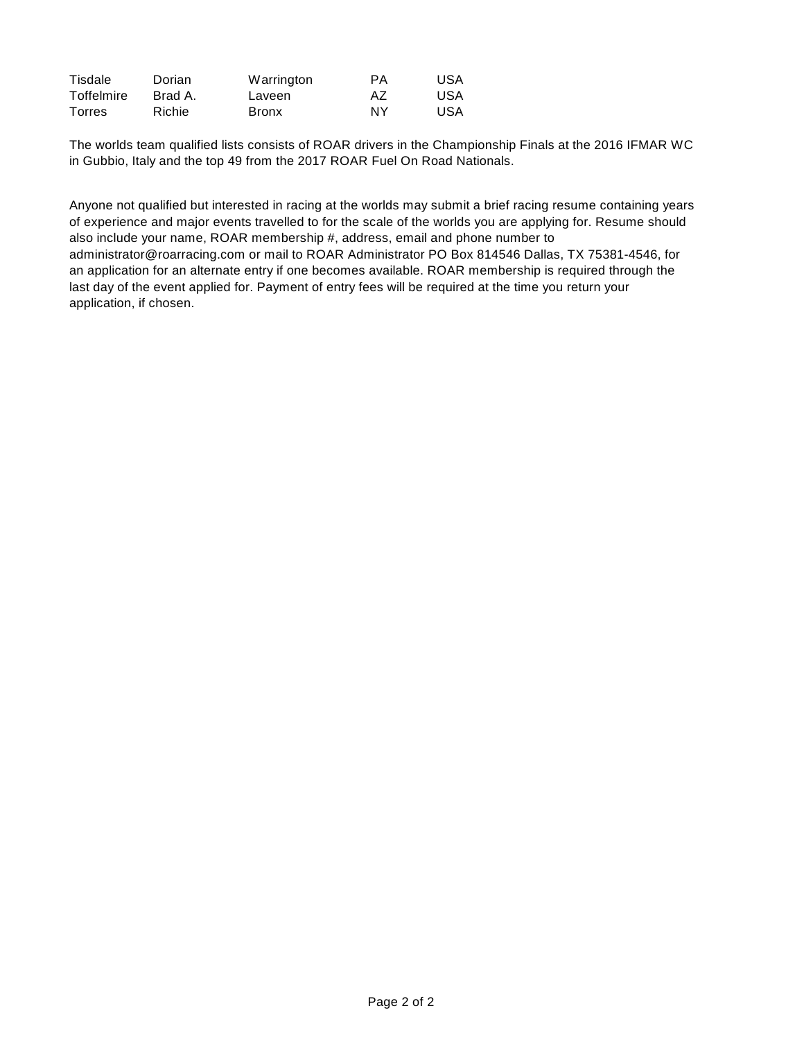| | | | | |
|---|---|---|---|---|
| Tisdale | Dorian | Warrington | PA | USA |
| Toffelmire | Brad A. | Laveen | AZ | USA |
| Torres | Richie | Bronx | NY | USA |

The worlds team qualified lists consists of ROAR drivers in the Championship Finals at the 2016 IFMAR WC in Gubbio, Italy and the top 49 from the 2017 ROAR Fuel On Road Nationals.

Anyone not qualified but interested in racing at the worlds may submit a brief racing resume containing years of experience and major events travelled to for the scale of the worlds you are applying for. Resume should also include your name, ROAR membership #, address, email and phone number to administrator@roarracing.com or mail to ROAR Administrator PO Box 814546 Dallas, TX 75381-4546, for an application for an alternate entry if one becomes available. ROAR membership is required through the last day of the event applied for. Payment of entry fees will be required at the time you return your application, if chosen.